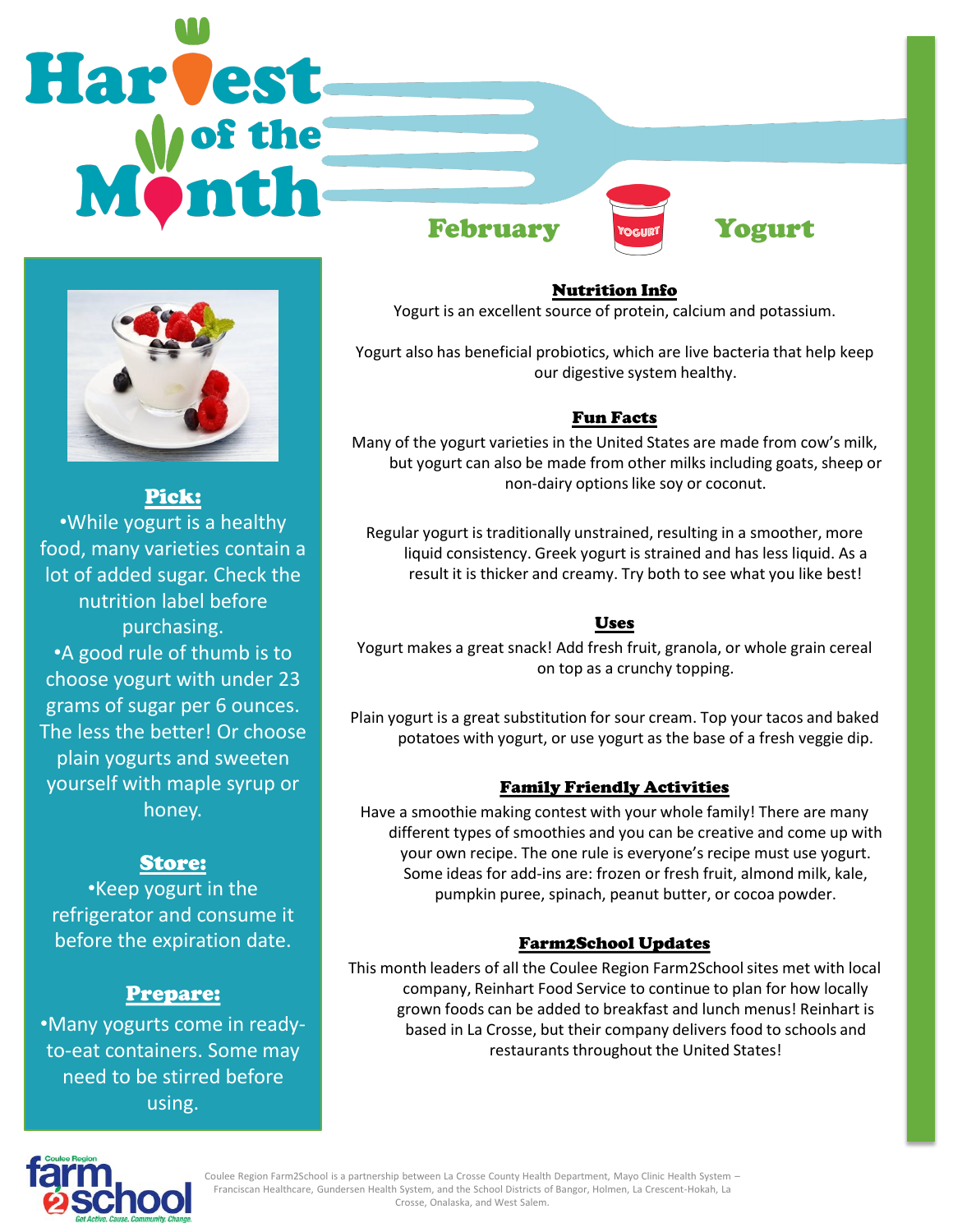# Harvest of the Month

## February — Yogurt

## Pick:

- While yogurt is a healthy food, many varieties contain a lot of added sugar. Check the nutrition label before purchasing.
- A good rule of thumb is to choose yogurt with under 23 grams of sugar per 6 ounces. The less the better! Or choose plain yogurts and sweeten yourself with maple syrup or honey.

## Store:

- Keep yogurt in the refrigerator and consume it before the expiration date.

## Prepare:

- Many yogurts come in ready-to-eat containers. Some may need to be stirred before using.

## Nutrition Info

Yogurt is an excellent source of protein, calcium and potassium.

Yogurt also has beneficial probiotics, which are live bacteria that help keep our digestive system healthy.

## Fun Facts

Many of the yogurt varieties in the United States are made from cow's milk, but yogurt can also be made from other milks including goats, sheep or non-dairy options like soy or coconut.

Regular yogurt is traditionally unstrained, resulting in a smoother, more liquid consistency. Greek yogurt is strained and has less liquid. As a result it is thicker and creamy. Try both to see what you like best!

## Uses

Yogurt makes a great snack! Add fresh fruit, granola, or whole grain cereal on top as a crunchy topping.

Plain yogurt is a great substitution for sour cream. Top your tacos and baked potatoes with yogurt, or use yogurt as the base of a fresh veggie dip.

## Family Friendly Activities

Have a smoothie making contest with your whole family! There are many different types of smoothies and you can be creative and come up with your own recipe. The one rule is everyone's recipe must use yogurt. Some ideas for add-ins are: frozen or fresh fruit, almond milk, kale, pumpkin puree, spinach, peanut butter, or cocoa powder.

## Farm2School Updates

This month leaders of all the Coulee Region Farm2School sites met with local company, Reinhart Food Service to continue to plan for how locally grown foods can be added to breakfast and lunch menus! Reinhart is based in La Crosse, but their company delivers food to schools and restaurants throughout the United States!

Coulee Region Farm2School is a partnership between La Crosse County Health Department, Mayo Clinic Health System – Franciscan Healthcare, Gundersen Health System, and the School Districts of Bangor, Holmen, La Crescent-Hokah, La Crosse, Onalaska, and West Salem.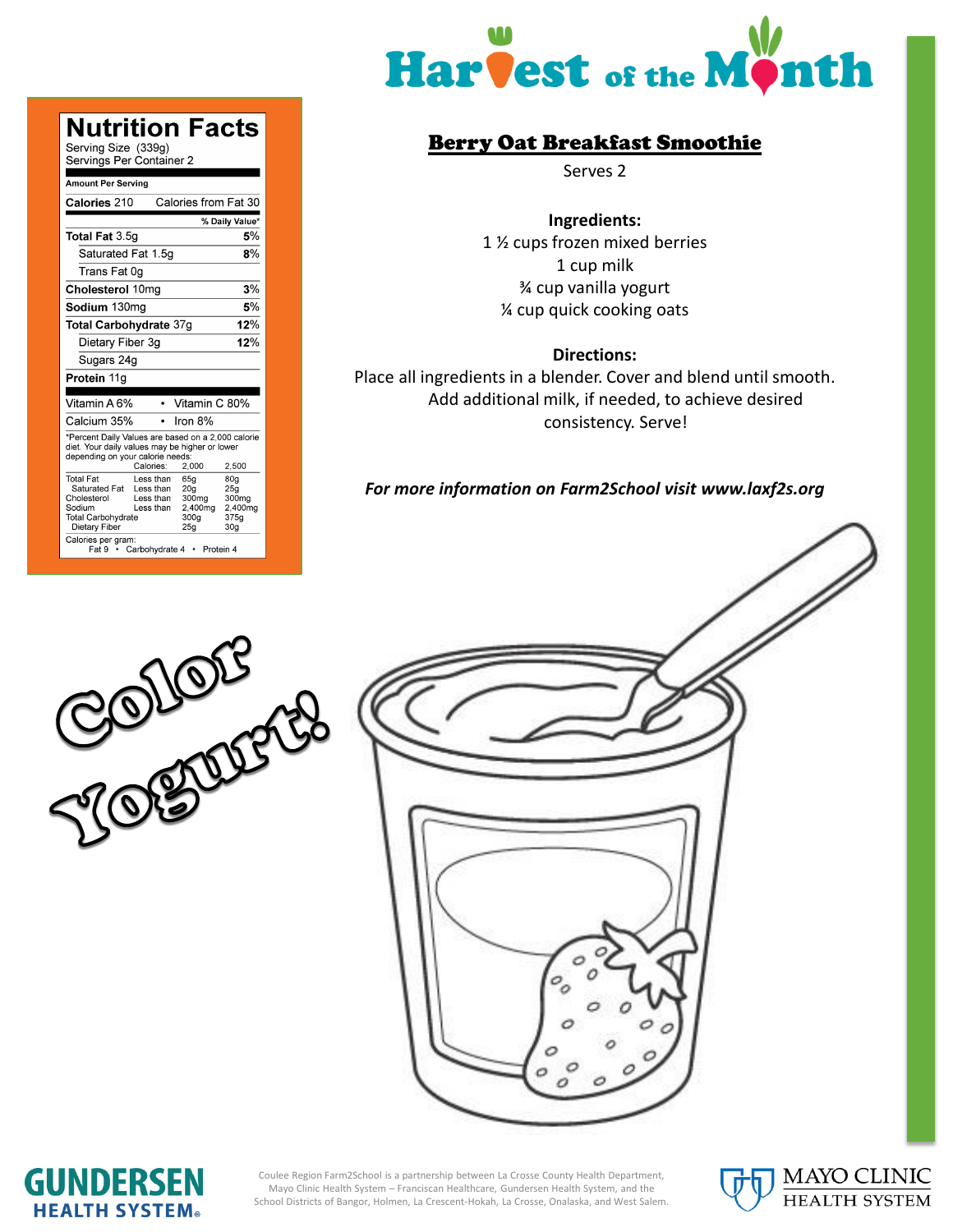# Harvest of the Month

| Nutrition Facts | |
|---|---|
| Serving Size (339g) | |
| Servings Per Container 2 | |
| **Amount Per Serving** | |
| **Calories** 210 | Calories from Fat 30 |
| | **% Daily Value*** |
| **Total Fat** 3.5g | **5%** |
| Saturated Fat 1.5g | **8%** |
| Trans Fat 0g | |
| **Cholesterol** 10mg | **3%** |
| **Sodium** 130mg | **5%** |
| **Total Carbohydrate** 37g | **12%** |
| Dietary Fiber 3g | **12%** |
| Sugars 24g | |
| **Protein** 11g | |
| Vitamin A 6% • Vitamin C 80% | |
| Calcium 35% • Iron 8% | |

*Percent Daily Values are based on a 2,000 calorie diet. Your daily values may be higher or lower depending on your calorie needs:

| | | Calories: 2,000 | 2,500 |
|---|---|---|---|
| Total Fat | Less than | 65g | 80g |
| Saturated Fat | Less than | 20g | 25g |
| Cholesterol | Less than | 300mg | 300mg |
| Sodium | Less than | 2,400mg | 2,400mg |
| Total Carbohydrate | | 300g | 375g |
| Dietary Fiber | | 25g | 30g |

Calories per gram:
Fat 9 • Carbohydrate 4 • Protein 4

## Berry Oat Breakfast Smoothie

Serves 2

**Ingredients:**

1 ½ cups frozen mixed berries
1 cup milk
¾ cup vanilla yogurt
¼ cup quick cooking oats

**Directions:**

Place all ingredients in a blender. Cover and blend until smooth. Add additional milk, if needed, to achieve desired consistency. Serve!

***For more information on Farm2School visit www.laxf2s.org***

Color Yogurt!

GUNDERSEN HEALTH SYSTEM®

Coulee Region Farm2School is a partnership between La Crosse County Health Department, Mayo Clinic Health System – Franciscan Healthcare, Gundersen Health System, and the School Districts of Bangor, Holmen, La Crescent-Hokah, La Crosse, Onalaska, and West Salem.

MAYO CLINIC HEALTH SYSTEM